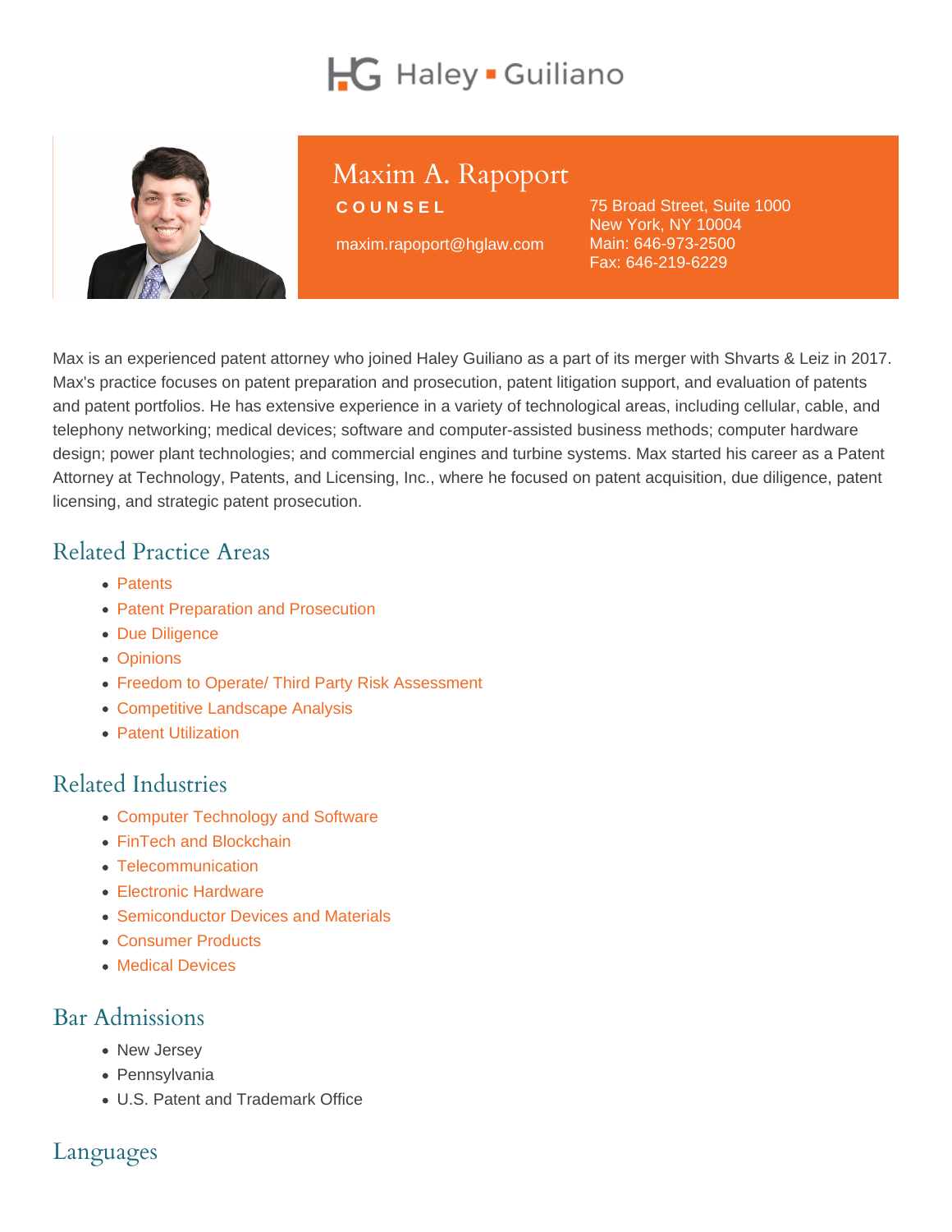Haley ▪ Guiliano

# Maxim A. Rapoport

**COUNSEL**

maxim.rapoport@hglaw.com

75 Broad Street, Suite 1000
New York, NY 10004
Main: 646-973-2500
Fax: 646-219-6229

Max is an experienced patent attorney who joined Haley Guiliano as a part of its merger with Shvarts & Leiz in 2017. Max's practice focuses on patent preparation and prosecution, patent litigation support, and evaluation of patents and patent portfolios. He has extensive experience in a variety of technological areas, including cellular, cable, and telephony networking; medical devices; software and computer-assisted business methods; computer hardware design; power plant technologies; and commercial engines and turbine systems. Max started his career as a Patent Attorney at Technology, Patents, and Licensing, Inc., where he focused on patent acquisition, due diligence, patent licensing, and strategic patent prosecution.

## Related Practice Areas

- Patents
- Patent Preparation and Prosecution
- Due Diligence
- Opinions
- Freedom to Operate/ Third Party Risk Assessment
- Competitive Landscape Analysis
- Patent Utilization

## Related Industries

- Computer Technology and Software
- FinTech and Blockchain
- Telecommunication
- Electronic Hardware
- Semiconductor Devices and Materials
- Consumer Products
- Medical Devices

## Bar Admissions

- New Jersey
- Pennsylvania
- U.S. Patent and Trademark Office

## Languages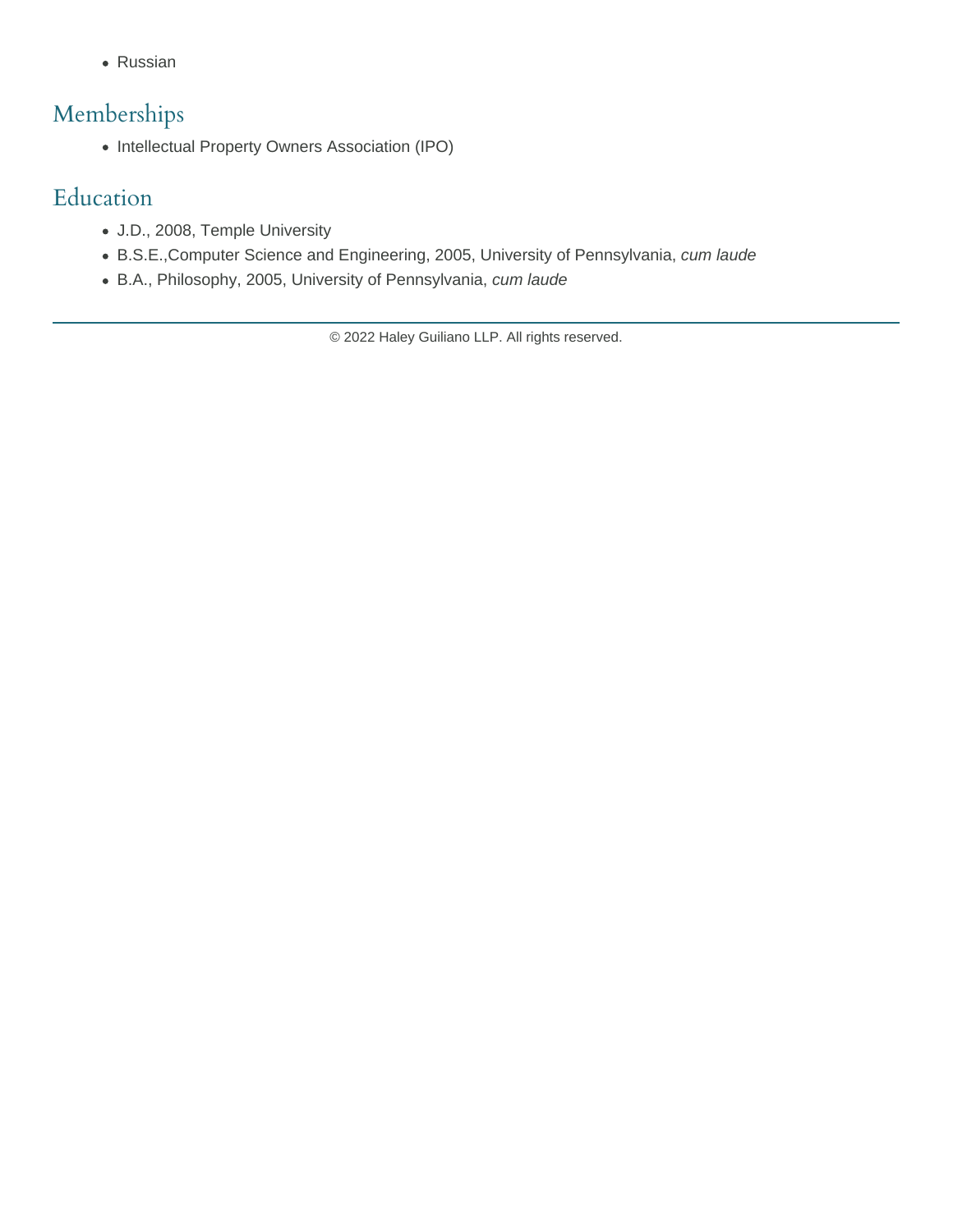- Russian

## Memberships

- Intellectual Property Owners Association (IPO)

## Education

- J.D., 2008, Temple University
- B.S.E.,Computer Science and Engineering, 2005, University of Pennsylvania, *cum laude*
- B.A., Philosophy, 2005, University of Pennsylvania, *cum laude*

---

© 2022 Haley Guiliano LLP. All rights reserved.